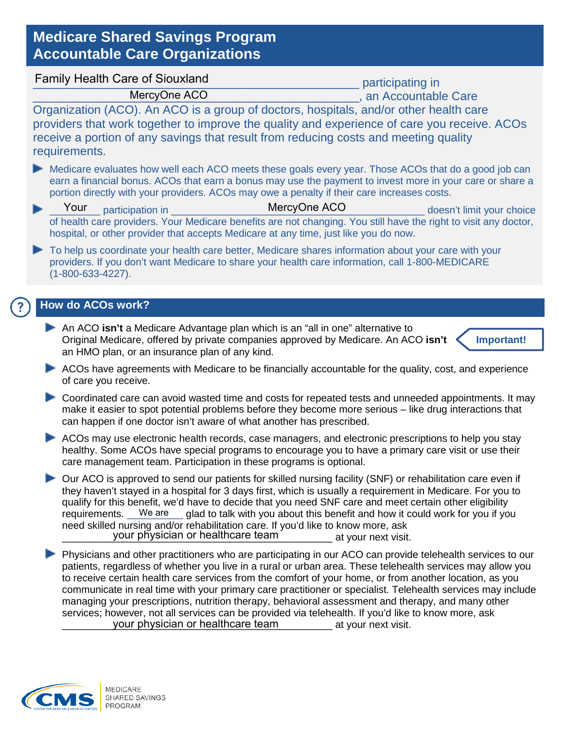# Medicare Shared Savings Program
# Accountable Care Organizations

Family Health Care of Siouxland participating in MercyOne ACO, an Accountable Care Organization (ACO). An ACO is a group of doctors, hospitals, and/or other health care providers that work together to improve the quality and experience of care you receive. ACOs receive a portion of any savings that result from reducing costs and meeting quality requirements.

- Medicare evaluates how well each ACO meets these goals every year. Those ACOs that do a good job can earn a financial bonus. ACOs that earn a bonus may use the payment to invest more in your care or share a portion directly with your providers. ACOs may owe a penalty if their care increases costs.
- Your participation in MercyOne ACO doesn't limit your choice of health care providers. Your Medicare benefits are not changing. You still have the right to visit any doctor, hospital, or other provider that accepts Medicare at any time, just like you do now.
- To help us coordinate your health care better, Medicare shares information about your care with your providers. If you don't want Medicare to share your health care information, call 1-800-MEDICARE (1-800-633-4227).

## How do ACOs work?

- An ACO **isn't** a Medicare Advantage plan which is an "all in one" alternative to Original Medicare, offered by private companies approved by Medicare. An ACO **isn't** an HMO plan, or an insurance plan of any kind.

**Important!**

- ACOs have agreements with Medicare to be financially accountable for the quality, cost, and experience of care you receive.
- Coordinated care can avoid wasted time and costs for repeated tests and unneeded appointments. It may make it easier to spot potential problems before they become more serious – like drug interactions that can happen if one doctor isn't aware of what another has prescribed.
- ACOs may use electronic health records, case managers, and electronic prescriptions to help you stay healthy. Some ACOs have special programs to encourage you to have a primary care visit or use their care management team. Participation in these programs is optional.
- Our ACO is approved to send our patients for skilled nursing facility (SNF) or rehabilitation care even if they haven't stayed in a hospital for 3 days first, which is usually a requirement in Medicare. For you to qualify for this benefit, we'd have to decide that you need SNF care and meet certain other eligibility requirements. We are glad to talk with you about this benefit and how it could work for you if you need skilled nursing and/or rehabilitation care. If you'd like to know more, ask your physician or healthcare team at your next visit.
- Physicians and other practitioners who are participating in our ACO can provide telehealth services to our patients, regardless of whether you live in a rural or urban area. These telehealth services may allow you to receive certain health care services from the comfort of your home, or from another location, as you communicate in real time with your primary care practitioner or specialist. Telehealth services may include managing your prescriptions, nutrition therapy, behavioral assessment and therapy, and many other services; however, not all services can be provided via telehealth. If you'd like to know more, ask your physician or healthcare team at your next visit.

CMS — Centers for Medicare & Medicaid Services | Medicare Shared Savings Program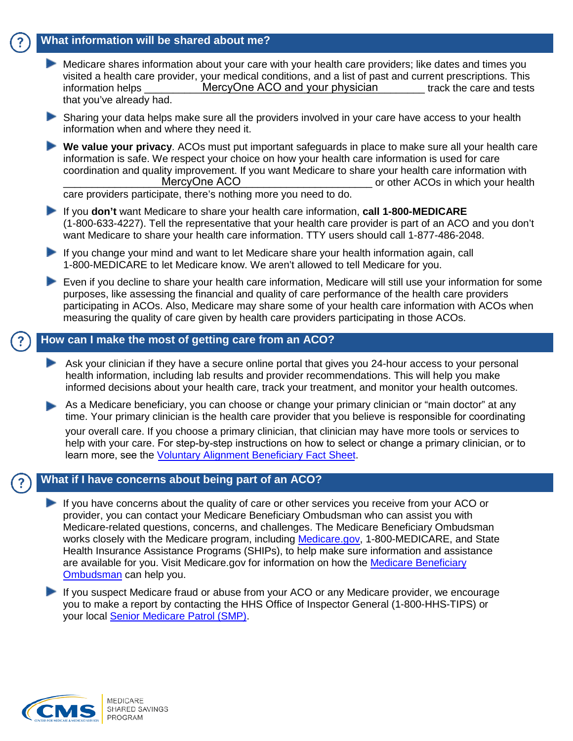## What information will be shared about me?

- Medicare shares information about your care with your health care providers; like dates and times you visited a health care provider, your medical conditions, and a list of past and current prescriptions. This information helps MercyOne ACO and your physician track the care and tests that you've already had.
- Sharing your data helps make sure all the providers involved in your care have access to your health information when and where they need it.
- **We value your privacy**. ACOs must put important safeguards in place to make sure all your health care information is safe. We respect your choice on how your health care information is used for care coordination and quality improvement. If you want Medicare to share your health care information with MercyOne ACO or other ACOs in which your health care providers participate, there's nothing more you need to do.
- If you **don't** want Medicare to share your health care information, **call 1-800-MEDICARE** (1-800-633-4227). Tell the representative that your health care provider is part of an ACO and you don't want Medicare to share your health care information. TTY users should call 1-877-486-2048.
- If you change your mind and want to let Medicare share your health information again, call 1-800-MEDICARE to let Medicare know. We aren't allowed to tell Medicare for you.
- Even if you decline to share your health care information, Medicare will still use your information for some purposes, like assessing the financial and quality of care performance of the health care providers participating in ACOs. Also, Medicare may share some of your health care information with ACOs when measuring the quality of care given by health care providers participating in those ACOs.

## How can I make the most of getting care from an ACO?

- Ask your clinician if they have a secure online portal that gives you 24-hour access to your personal health information, including lab results and provider recommendations. This will help you make informed decisions about your health care, track your treatment, and monitor your health outcomes.
- As a Medicare beneficiary, you can choose or change your primary clinician or "main doctor" at any time. Your primary clinician is the health care provider that you believe is responsible for coordinating your overall care. If you choose a primary clinician, that clinician may have more tools or services to help with your care. For step-by-step instructions on how to select or change a primary clinician, or to learn more, see the Voluntary Alignment Beneficiary Fact Sheet.

## What if I have concerns about being part of an ACO?

- If you have concerns about the quality of care or other services you receive from your ACO or provider, you can contact your Medicare Beneficiary Ombudsman who can assist you with Medicare-related questions, concerns, and challenges. The Medicare Beneficiary Ombudsman works closely with the Medicare program, including Medicare.gov, 1-800-MEDICARE, and State Health Insurance Assistance Programs (SHIPs), to help make sure information and assistance are available for you. Visit Medicare.gov for information on how the Medicare Beneficiary Ombudsman can help you.
- If you suspect Medicare fraud or abuse from your ACO or any Medicare provider, we encourage you to make a report by contacting the HHS Office of Inspector General (1-800-HHS-TIPS) or your local Senior Medicare Patrol (SMP).

CMS CENTERS FOR MEDICARE & MEDICAID SERVICES | MEDICARE SHARED SAVINGS PROGRAM